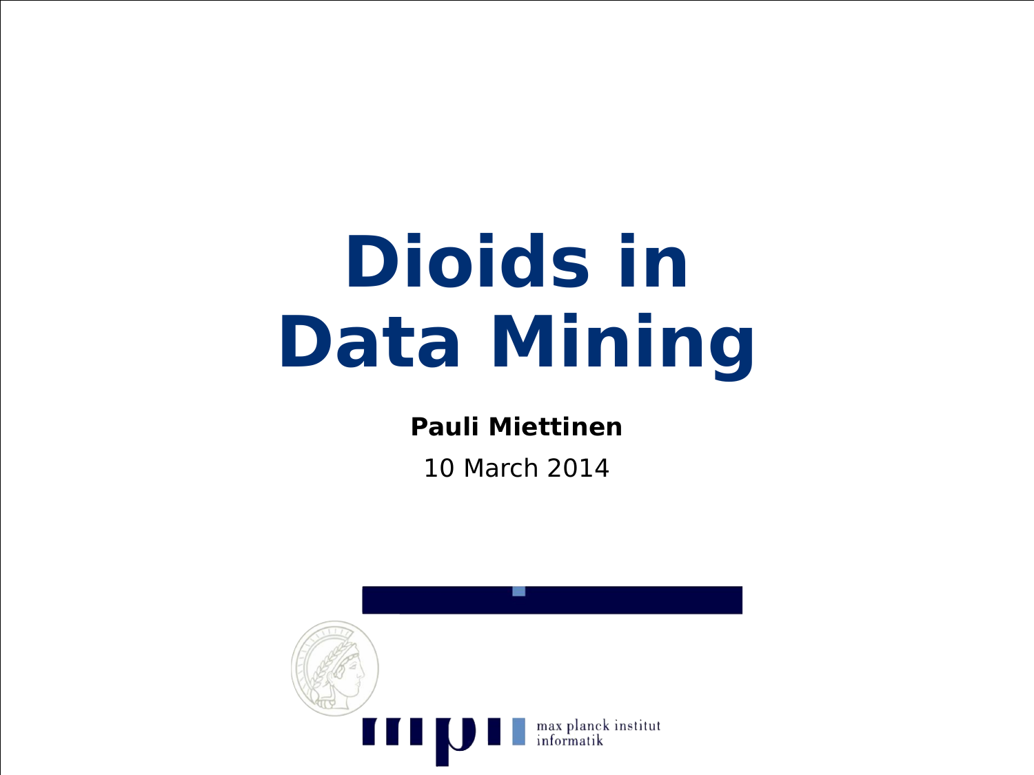# Dioids in Data Mining

**Pauli Miettinen**

10 March 2014

max planck institut
informatik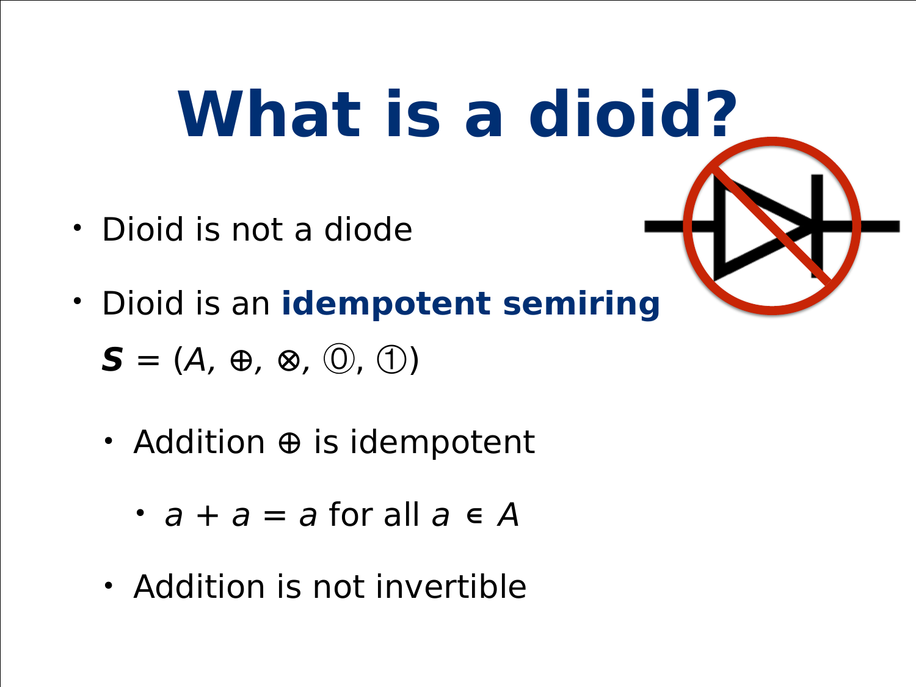# What is a dioid?

- Dioid is not a diode
- Dioid is an **idempotent semiring**

  $\boldsymbol{S} = (A, \oplus, \otimes, ⓪, ①)$

  - Addition $\oplus$ is idempotent
    - $a + a = a$ for all $a \in A$
  - Addition is not invertible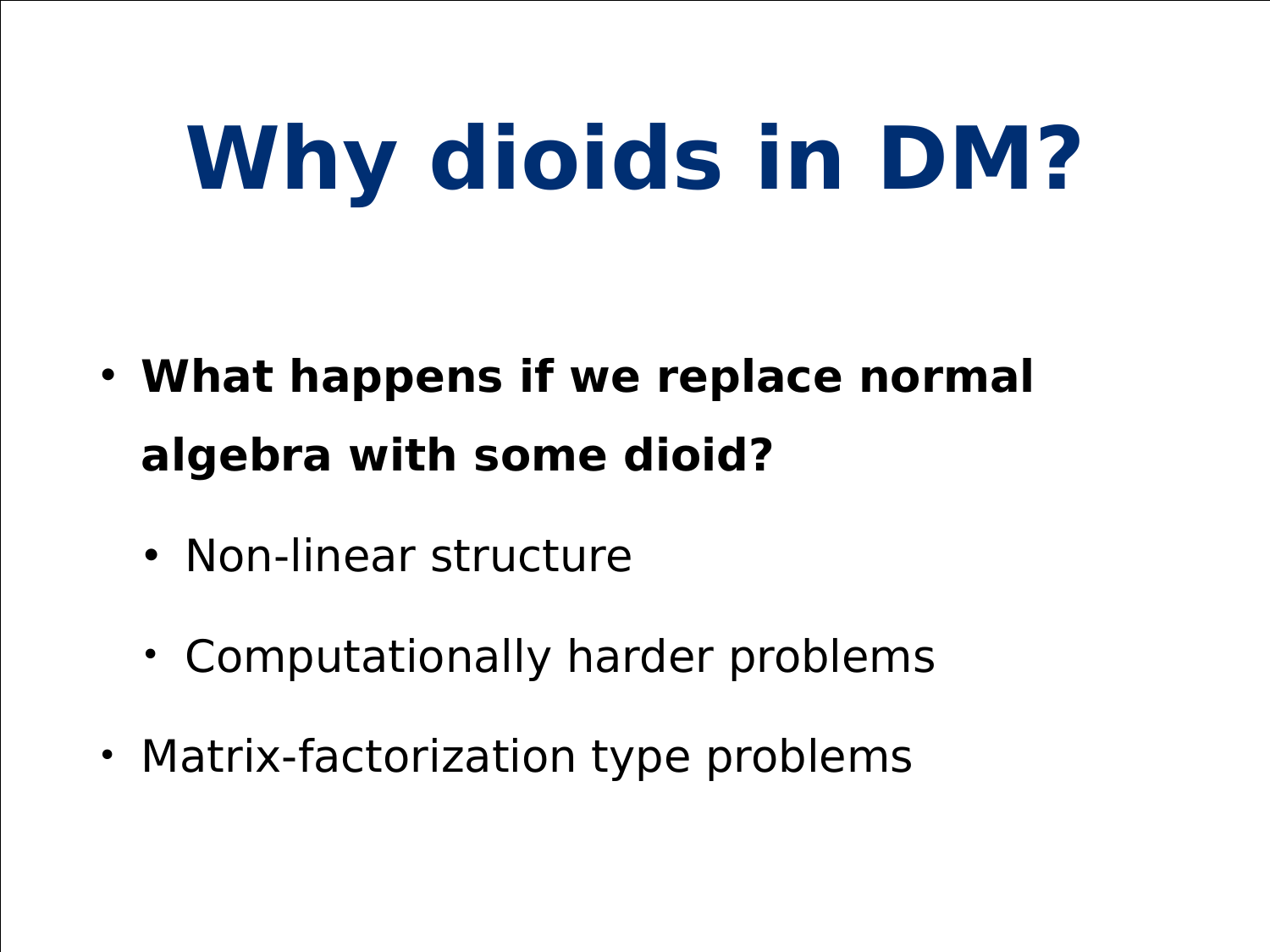# Why dioids in DM?

- **What happens if we replace normal algebra with some dioid?**
  - Non-linear structure
  - Computationally harder problems
- Matrix-factorization type problems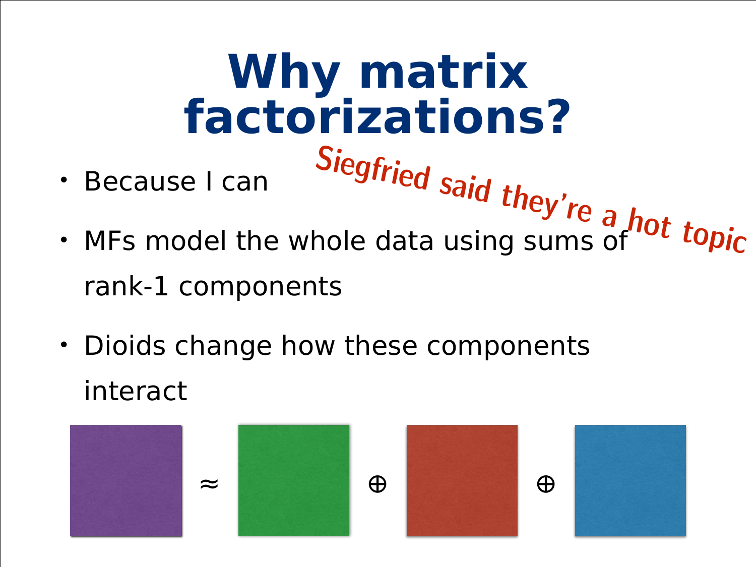# Why matrix factorizations?

- Because I can

*Siegfried said they're a hot topic*

- MFs model the whole data using sums of rank-1 components
- Dioids change how these components interact

$\approx$ $\oplus$ $\oplus$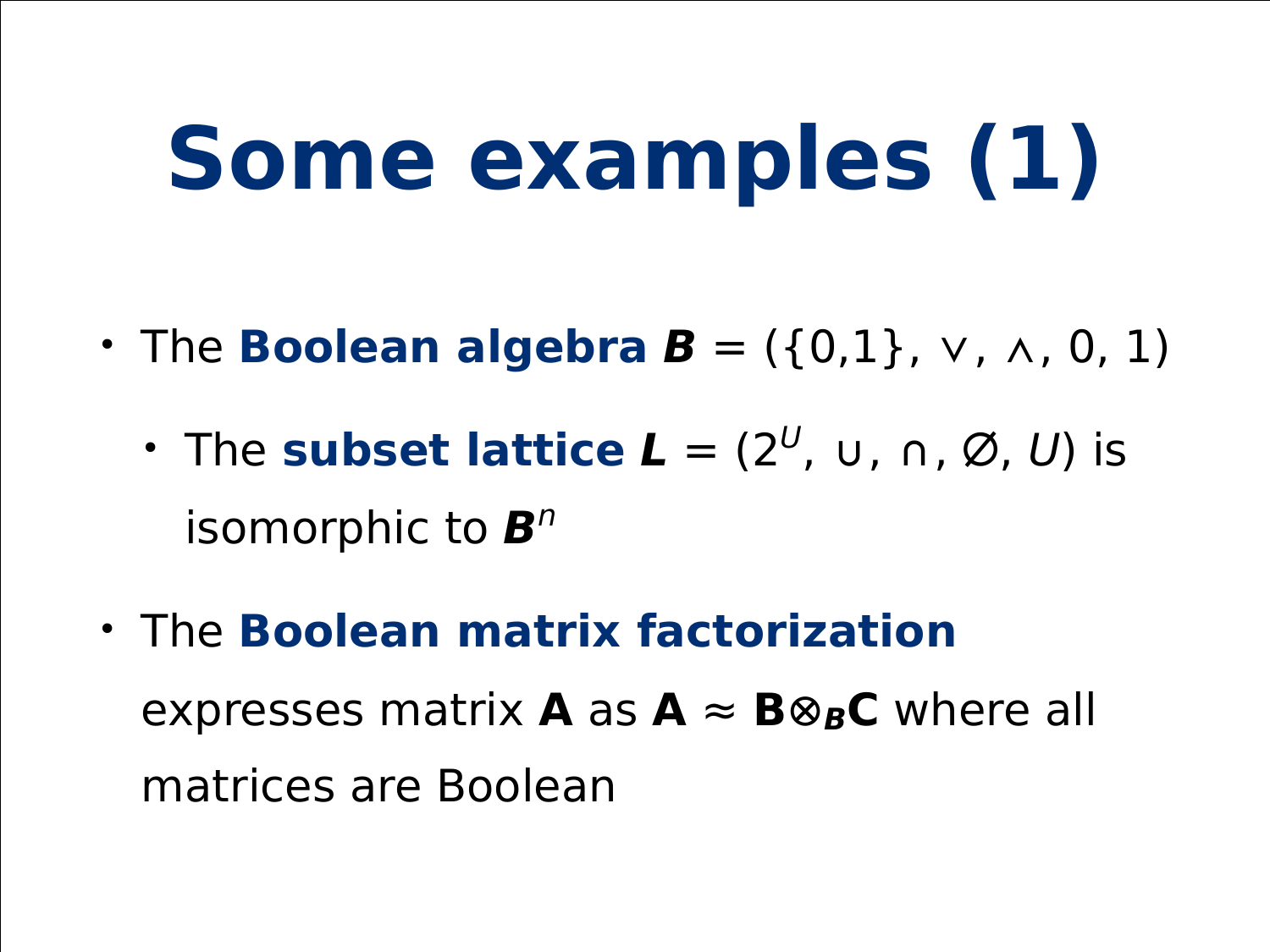# Some examples (1)

- The **Boolean algebra** $\boldsymbol{B} = (\{0,1\}, \vee, \wedge, 0, 1)$
  - The **subset lattice** $\boldsymbol{L} = (2^U, \cup, \cap, \emptyset, U)$ is isomorphic to $\boldsymbol{B}^n$
- The **Boolean matrix factorization** expresses matrix $\mathbf{A}$ as $\mathbf{A} \approx \mathbf{B} \otimes_{\boldsymbol{B}} \mathbf{C}$ where all matrices are Boolean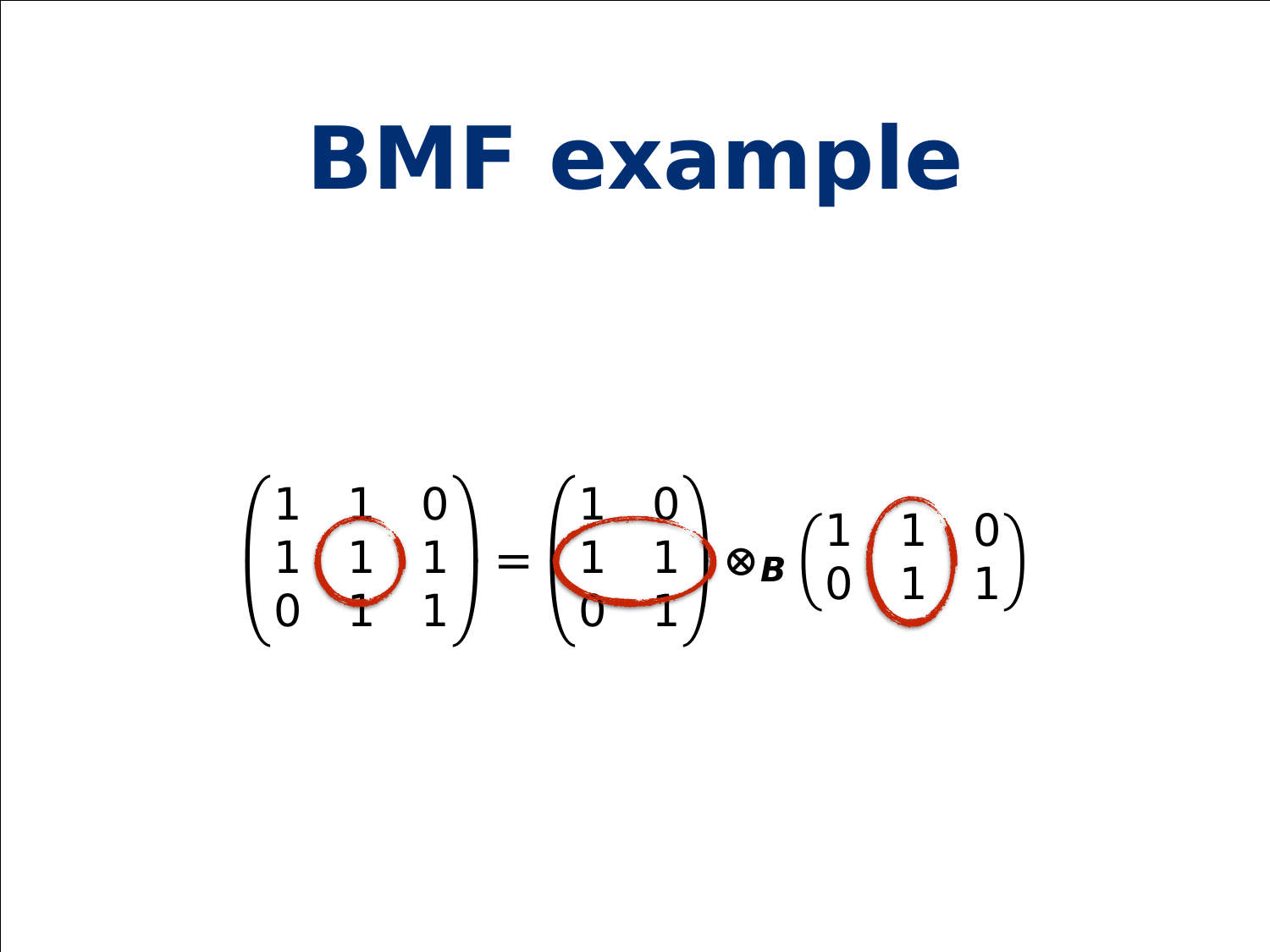# BMF example

$$\begin{pmatrix} 1 & 1 & 0 \\ 1 & 1 & 1 \\ 0 & 1 & 1 \end{pmatrix} = \begin{pmatrix} 1 & 0 \\ 1 & 1 \\ 0 & 1 \end{pmatrix} \otimes_{\boldsymbol{B}} \begin{pmatrix} 1 & 1 & 0 \\ 0 & 1 & 1 \end{pmatrix}$$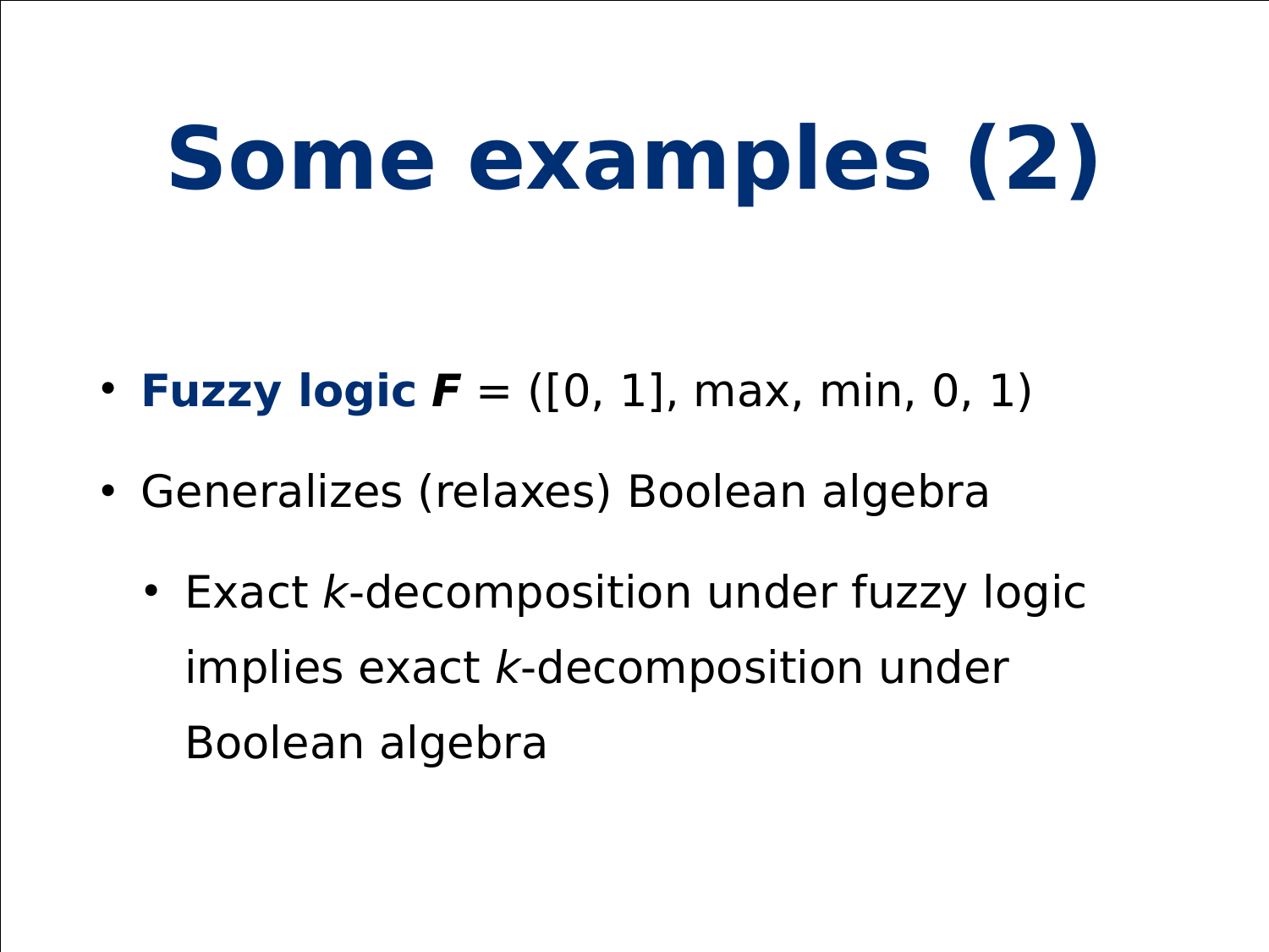# Some examples (2)

- **Fuzzy logic** $\boldsymbol{F} = ([0, 1], \max, \min, 0, 1)$
- Generalizes (relaxes) Boolean algebra
  - Exact $k$-decomposition under fuzzy logic implies exact $k$-decomposition under Boolean algebra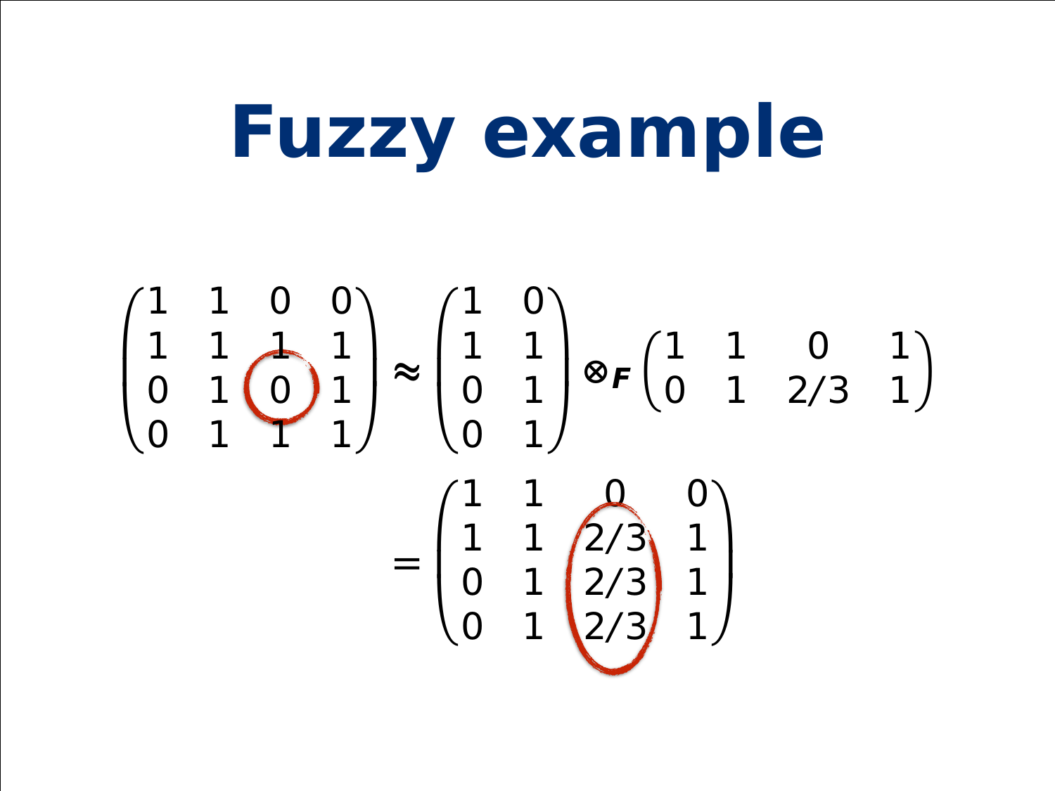# Fuzzy example

$$
\begin{pmatrix} 1 & 1 & 0 & 0 \\ 1 & 1 & 1 & 1 \\ 0 & 1 & 0 & 1 \\ 0 & 1 & 1 & 1 \end{pmatrix} \approx \begin{pmatrix} 1 & 0 \\ 1 & 1 \\ 0 & 1 \\ 0 & 1 \end{pmatrix} \otimes_{\boldsymbol{F}} \begin{pmatrix} 1 & 1 & 0 & 1 \\ 0 & 1 & 2/3 & 1 \end{pmatrix}
$$

$$
= \begin{pmatrix} 1 & 1 & 0 & 0 \\ 1 & 1 & 2/3 & 1 \\ 0 & 1 & 2/3 & 1 \\ 0 & 1 & 2/3 & 1 \end{pmatrix}
$$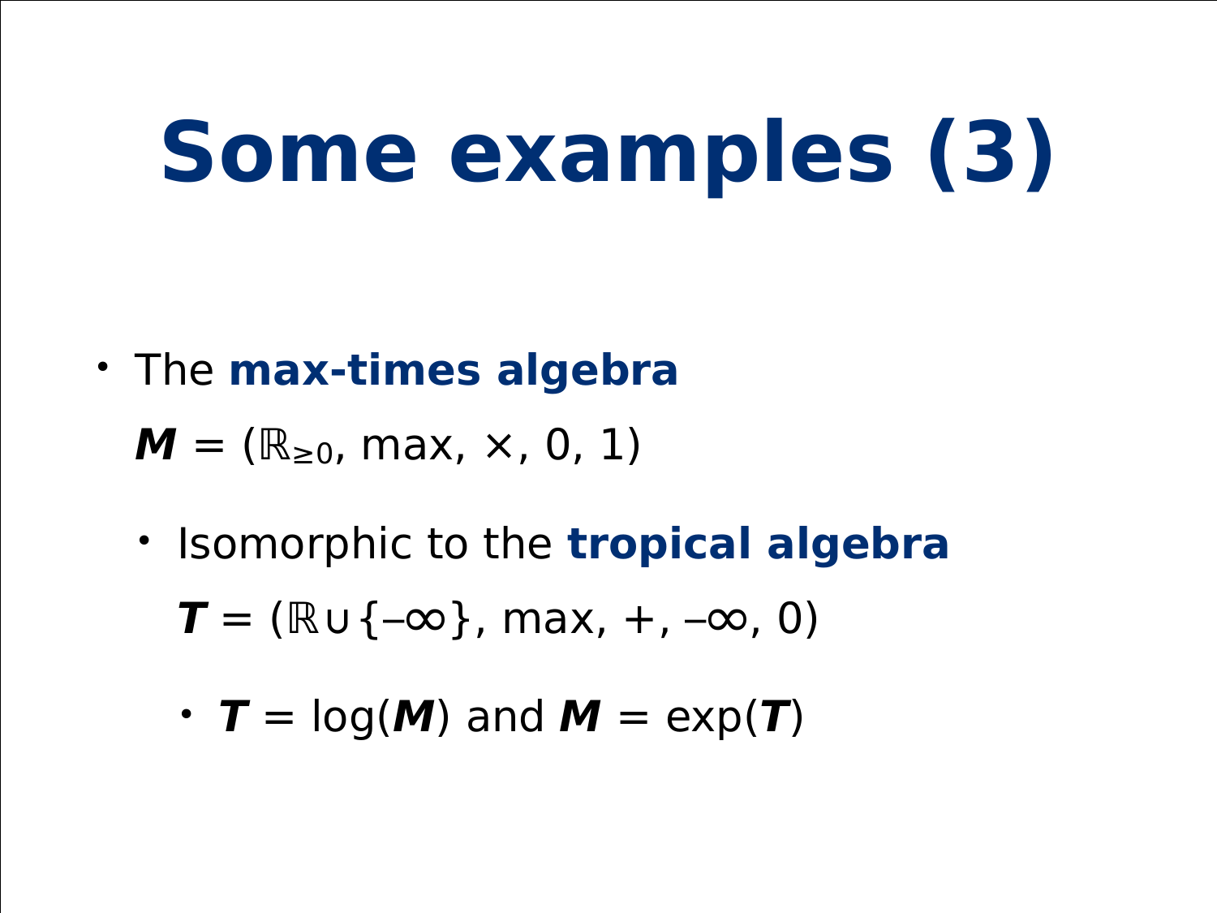# Some examples (3)

- The **max-times algebra**

  $\boldsymbol{M} = (\mathbb{R}_{\geq 0}, \max, \times, 0, 1)$

  - Isomorphic to the **tropical algebra**

    $\boldsymbol{T} = (\mathbb{R} \cup \{-\infty\}, \max, +, -\infty, 0)$

    - $\boldsymbol{T} = \log(\boldsymbol{M})$ and $\boldsymbol{M} = \exp(\boldsymbol{T})$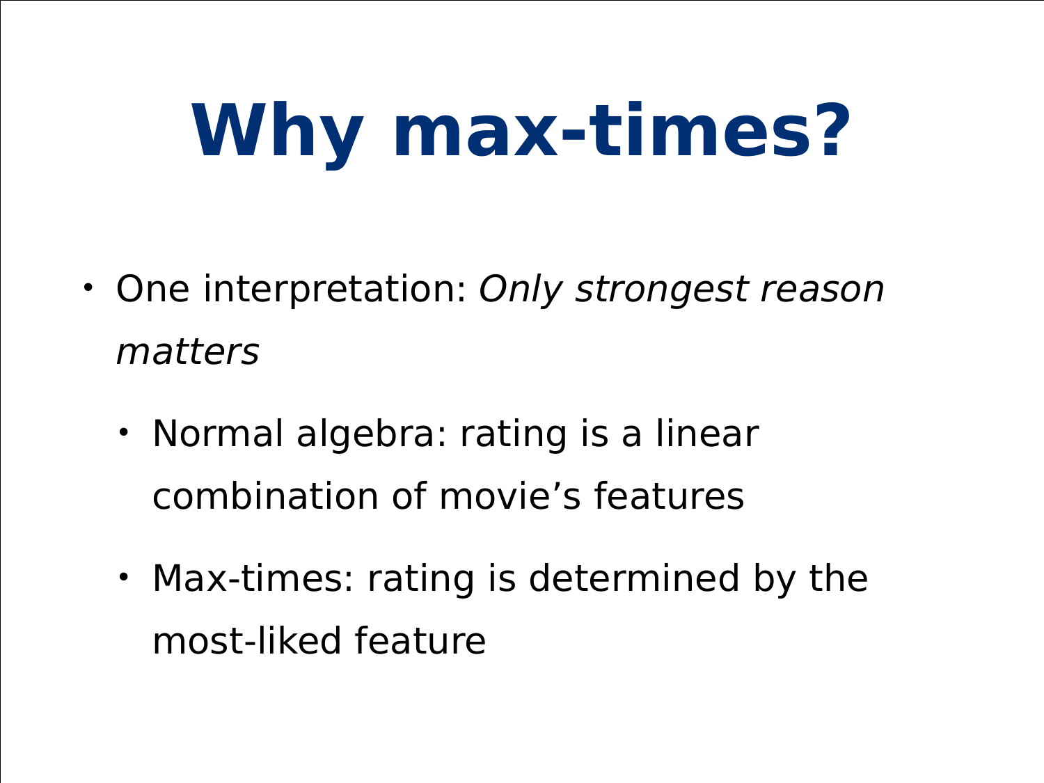# Why max-times?

- One interpretation: *Only strongest reason matters*
  - Normal algebra: rating is a linear combination of movie’s features
  - Max-times: rating is determined by the most-liked feature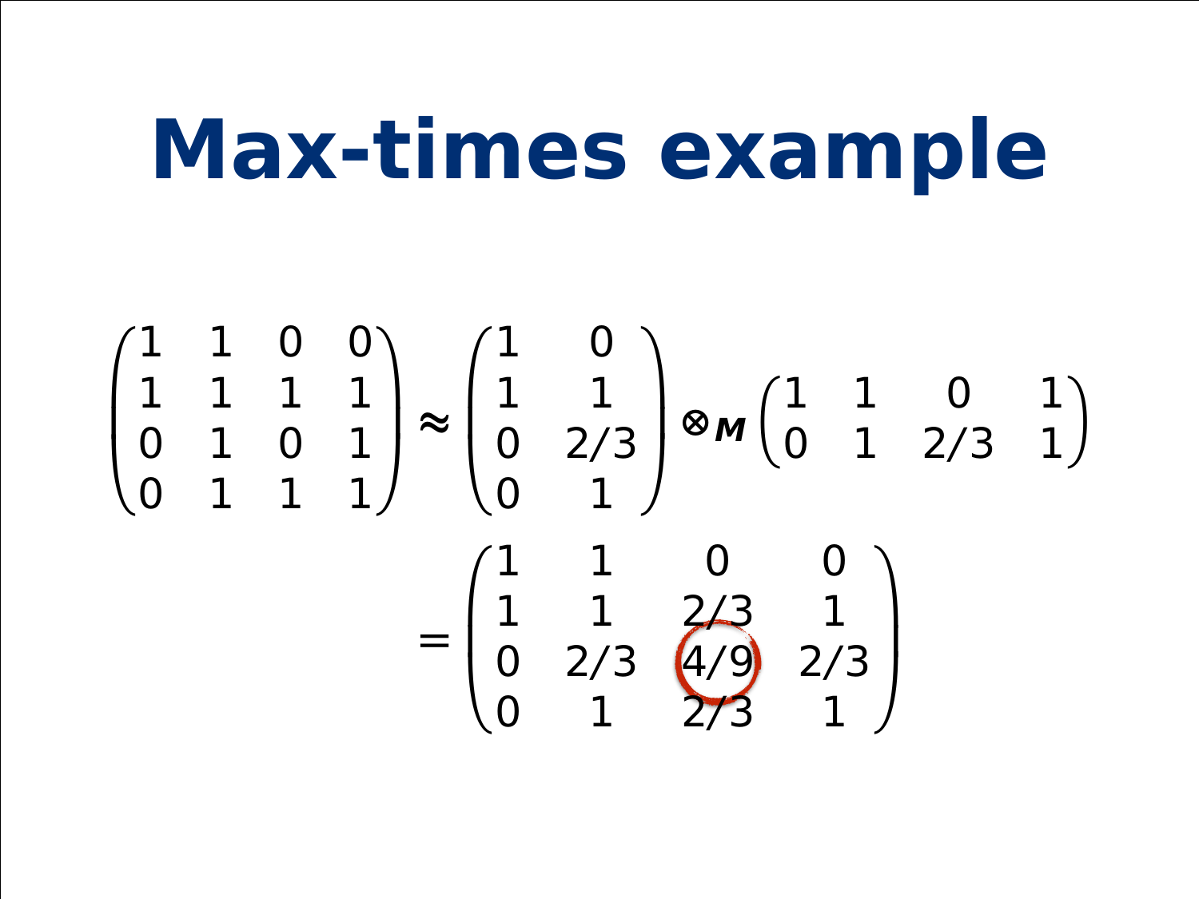# Max-times example

$$
\begin{pmatrix} 1 & 1 & 0 & 0 \\ 1 & 1 & 1 & 1 \\ 0 & 1 & 0 & 1 \\ 0 & 1 & 1 & 1 \end{pmatrix} \approx \begin{pmatrix} 1 & 0 \\ 1 & 1 \\ 0 & 2/3 \\ 0 & 1 \end{pmatrix} \otimes_{\boldsymbol{M}} \begin{pmatrix} 1 & 1 & 0 & 1 \\ 0 & 1 & 2/3 & 1 \end{pmatrix}
$$

$$
= \begin{pmatrix} 1 & 1 & 0 & 0 \\ 1 & 1 & 2/3 & 1 \\ 0 & 2/3 & 4/9 & 2/3 \\ 0 & 1 & 2/3 & 1 \end{pmatrix}
$$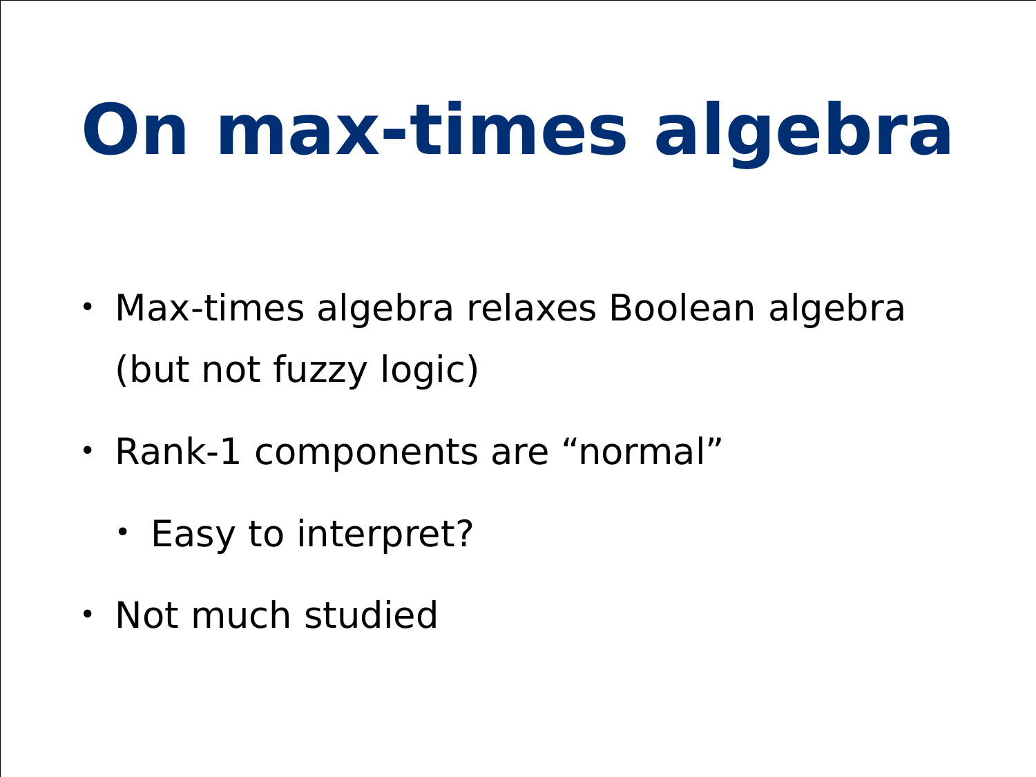# On max-times algebra

- Max-times algebra relaxes Boolean algebra (but not fuzzy logic)
- Rank-1 components are “normal”
  - Easy to interpret?
- Not much studied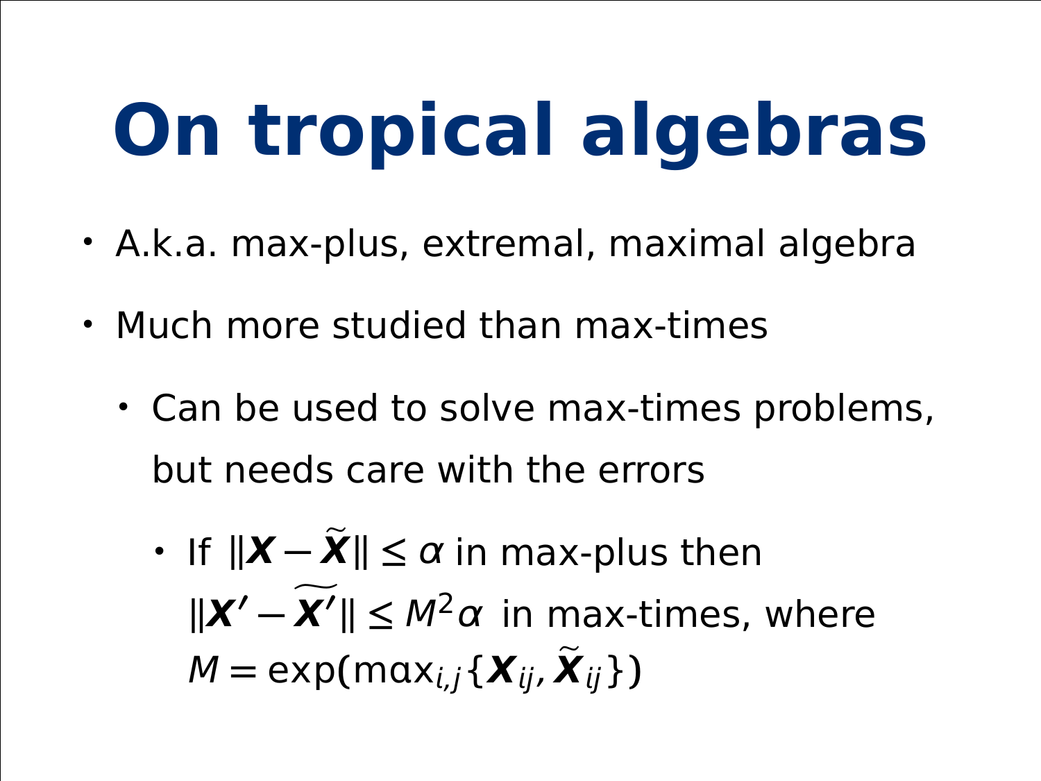# On tropical algebras

- A.k.a. max-plus, extremal, maximal algebra
- Much more studied than max-times
  - Can be used to solve max-times problems, but needs care with the errors
    - If $\|\boldsymbol{X} - \tilde{\boldsymbol{X}}\| \leq \alpha$ in max-plus then $\|\boldsymbol{X}' - \widetilde{\boldsymbol{X}'}\| \leq M^2\alpha$ in max-times, where $M = \exp(\max_{i,j}\{\boldsymbol{X}_{ij}, \tilde{\boldsymbol{X}}_{ij}\})$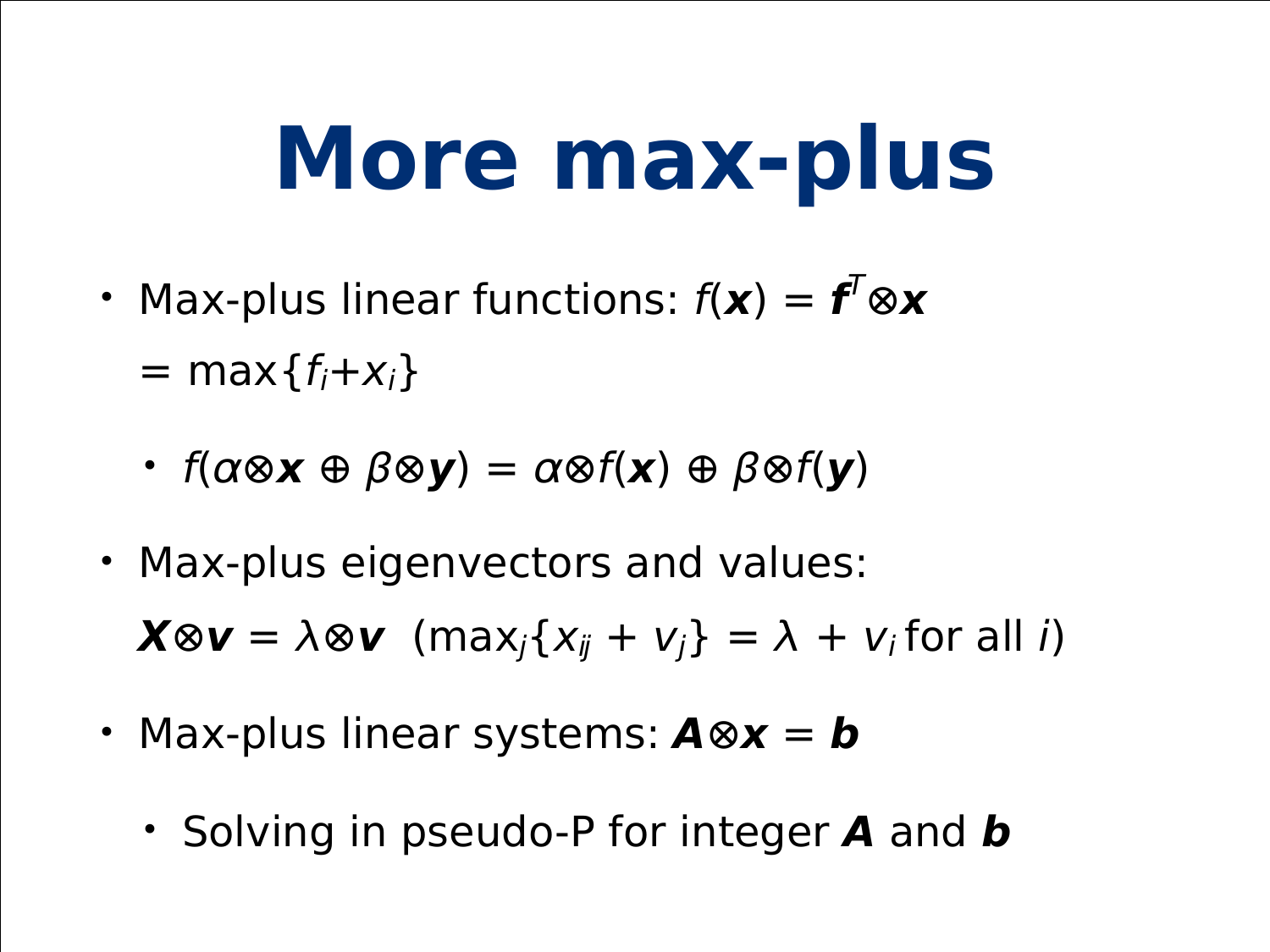# More max-plus

- Max-plus linear functions: $f(\boldsymbol{x}) = \boldsymbol{f}^T \otimes \boldsymbol{x}$ $= \max\{f_i + x_i\}$
  - $f(\alpha \otimes \boldsymbol{x} \oplus \beta \otimes \boldsymbol{y}) = \alpha \otimes f(\boldsymbol{x}) \oplus \beta \otimes f(\boldsymbol{y})$
- Max-plus eigenvectors and values: $\boldsymbol{X} \otimes \boldsymbol{v} = \lambda \otimes \boldsymbol{v}$ ($\max_j\{x_{ij} + v_j\} = \lambda + v_i$ for all $i$)
- Max-plus linear systems: $\boldsymbol{A} \otimes \boldsymbol{x} = \boldsymbol{b}$
  - Solving in pseudo-P for integer $\boldsymbol{A}$ and $\boldsymbol{b}$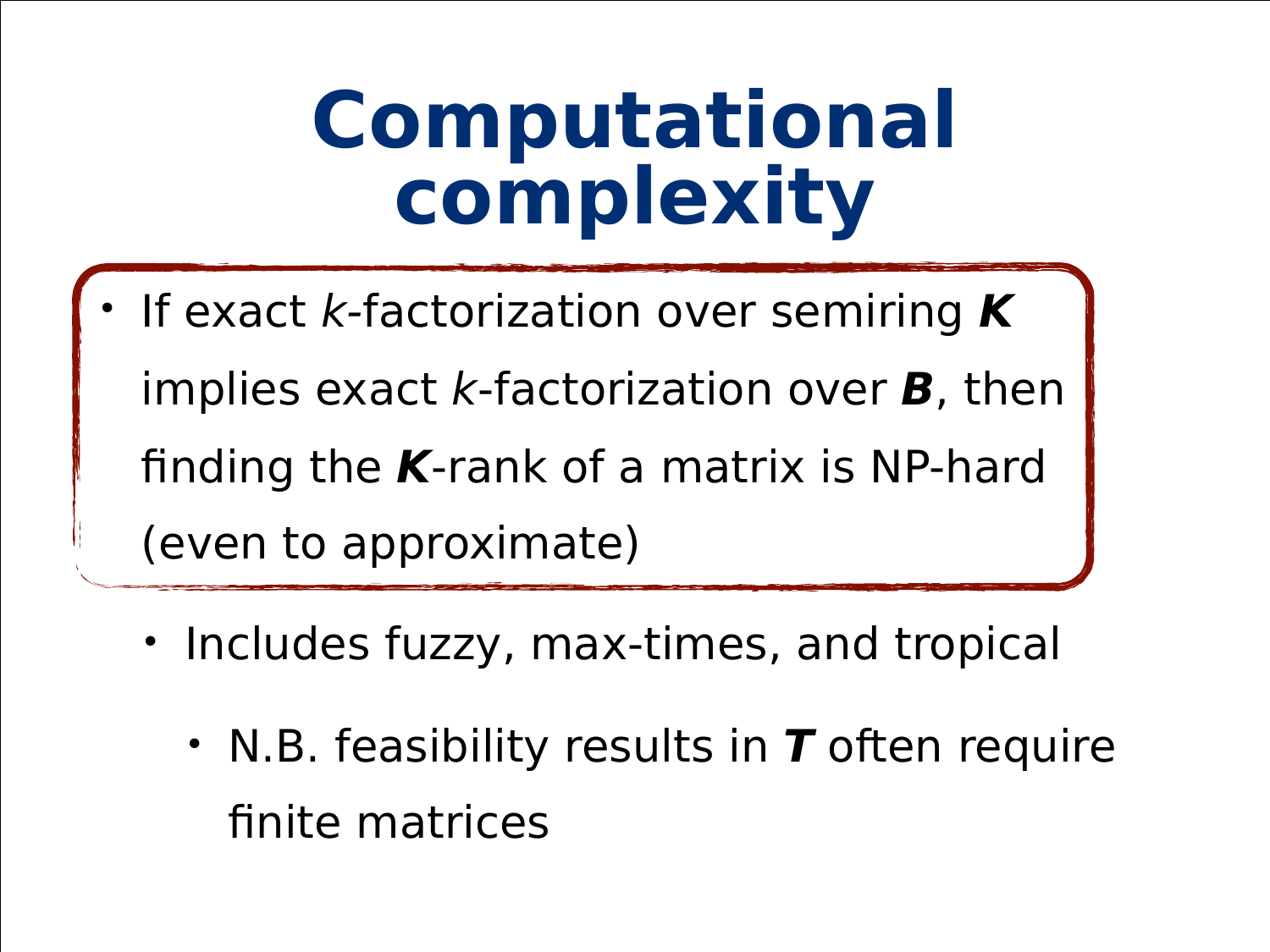# Computational complexity

- If exact $k$-factorization over semiring $\boldsymbol{K}$ implies exact $k$-factorization over $\boldsymbol{B}$, then finding the $\boldsymbol{K}$-rank of a matrix is NP-hard (even to approximate)
  - Includes fuzzy, max-times, and tropical
    - N.B. feasibility results in $\boldsymbol{T}$ often require finite matrices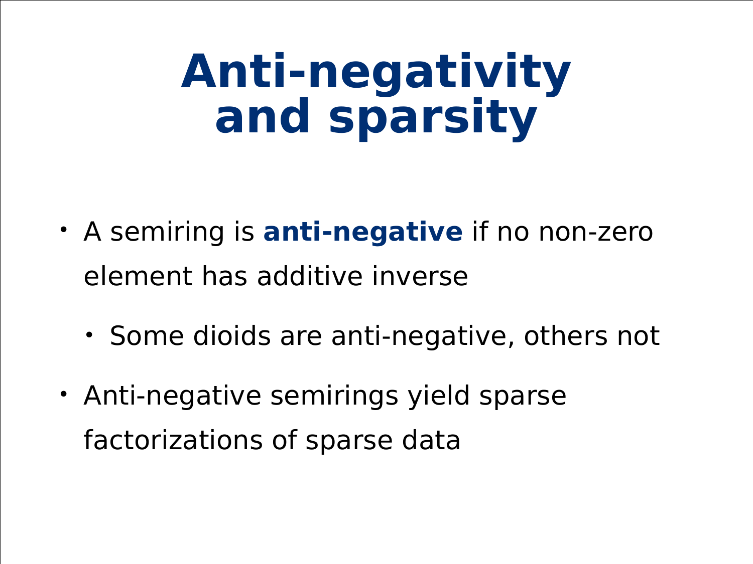# Anti-negativity and sparsity

- A semiring is **anti-negative** if no non-zero element has additive inverse
  - Some dioids are anti-negative, others not
- Anti-negative semirings yield sparse factorizations of sparse data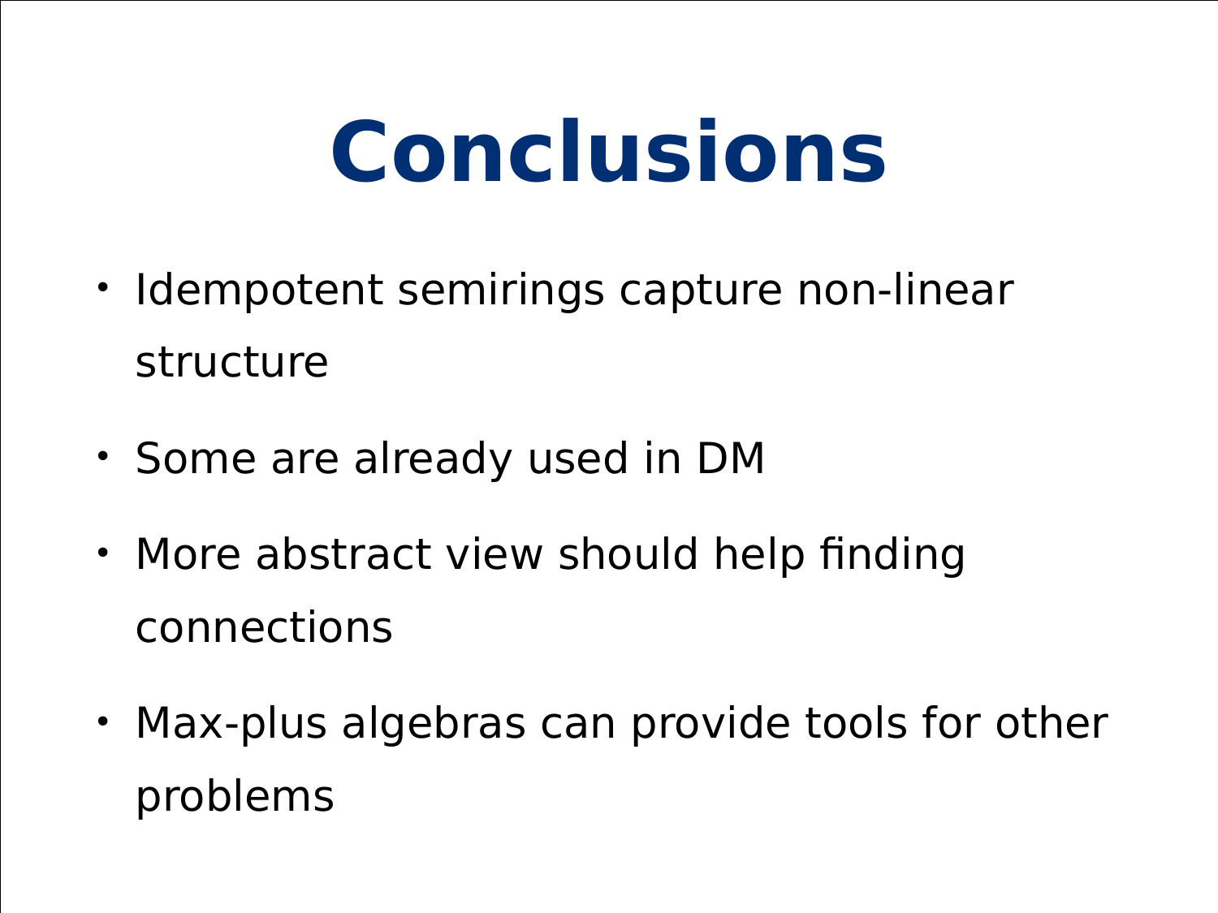# Conclusions

- Idempotent semirings capture non-linear structure
- Some are already used in DM
- More abstract view should help finding connections
- Max-plus algebras can provide tools for other problems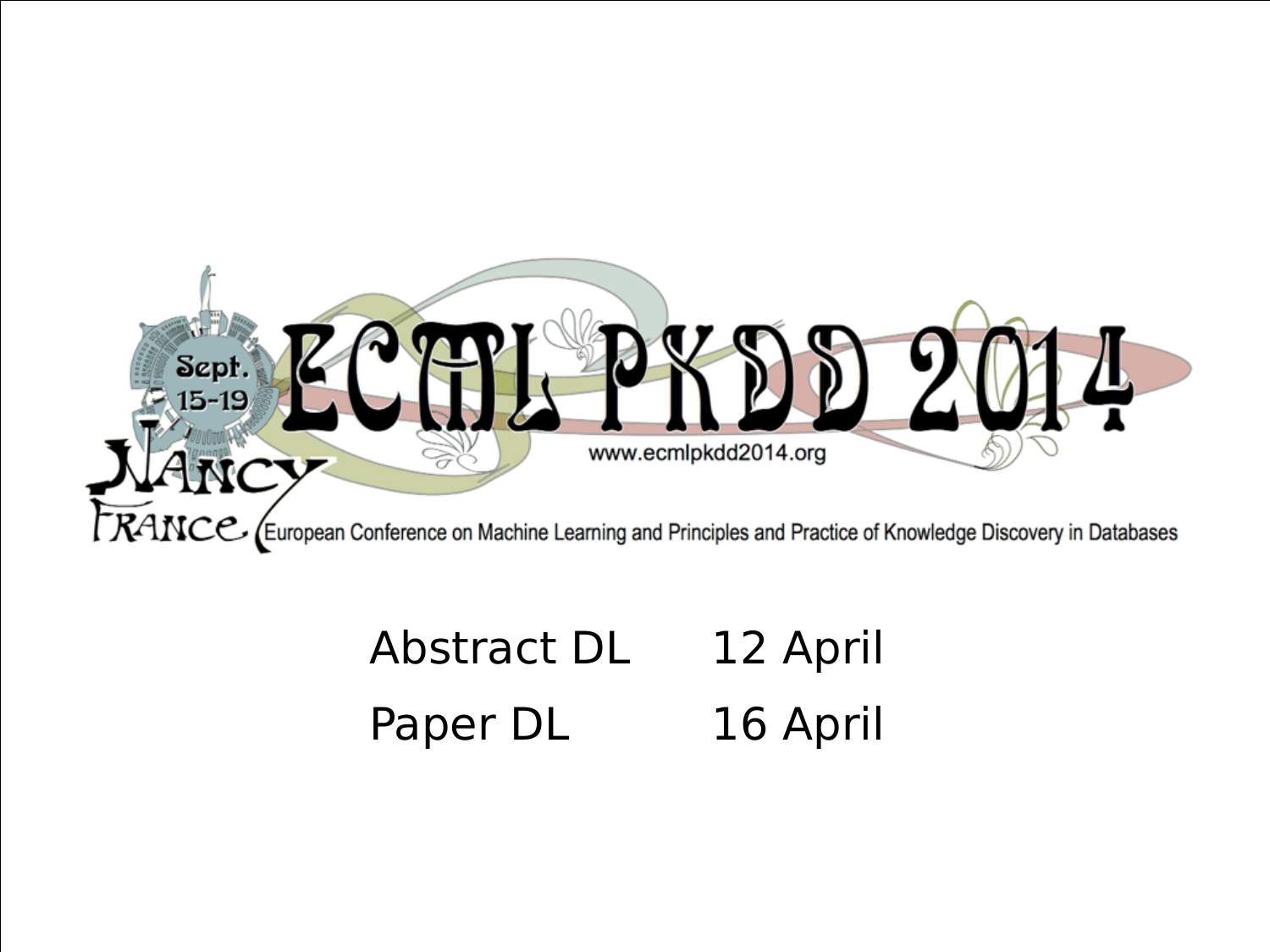ECML PKDD 2014

Sept. 15-19

Nancy France

www.ecmlpkdd2014.org

European Conference on Machine Learning and Principles and Practice of Knowledge Discovery in Databases

| | |
|---|---|
| Abstract DL | 12 April |
| Paper DL | 16 April |